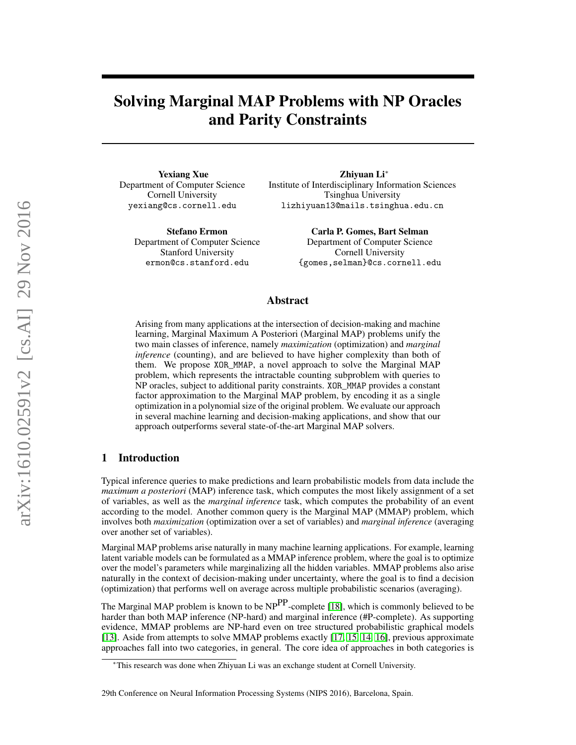# Solving Marginal MAP Problems with NP Oracles and Parity Constraints

**Yexiang Xue**
Department of Computer Science
Cornell University
yexiang@cs.cornell.edu

**Zhiyuan Li***
Institute of Interdisciplinary Information Sciences
Tsinghua University
lizhiyuan13@mails.tsinghua.edu.cn

**Stefano Ermon**
Department of Computer Science
Stanford University
ermon@cs.stanford.edu

**Carla P. Gomes, Bart Selman**
Department of Computer Science
Cornell University
{gomes,selman}@cs.cornell.edu

## Abstract

Arising from many applications at the intersection of decision-making and machine learning, Marginal Maximum A Posteriori (Marginal MAP) problems unify the two main classes of inference, namely *maximization* (optimization) and *marginal inference* (counting), and are believed to have higher complexity than both of them. We propose `XOR_MMAP`, a novel approach to solve the Marginal MAP problem, which represents the intractable counting subproblem with queries to NP oracles, subject to additional parity constraints. `XOR_MMAP` provides a constant factor approximation to the Marginal MAP problem, by encoding it as a single optimization in a polynomial size of the original problem. We evaluate our approach in several machine learning and decision-making applications, and show that our approach outperforms several state-of-the-art Marginal MAP solvers.

## 1 Introduction

Typical inference queries to make predictions and learn probabilistic models from data include the *maximum a posteriori* (MAP) inference task, which computes the most likely assignment of a set of variables, as well as the *marginal inference* task, which computes the probability of an event according to the model. Another common query is the Marginal MAP (MMAP) problem, which involves both *maximization* (optimization over a set of variables) and *marginal inference* (averaging over another set of variables).

Marginal MAP problems arise naturally in many machine learning applications. For example, learning latent variable models can be formulated as a MMAP inference problem, where the goal is to optimize over the model's parameters while marginalizing all the hidden variables. MMAP problems also arise naturally in the context of decision-making under uncertainty, where the goal is to find a decision (optimization) that performs well on average across multiple probabilistic scenarios (averaging).

The Marginal MAP problem is known to be $NP^{PP}$-complete [18], which is commonly believed to be harder than both MAP inference (NP-hard) and marginal inference (#P-complete). As supporting evidence, MMAP problems are NP-hard even on tree structured probabilistic graphical models [13]. Aside from attempts to solve MMAP problems exactly [17, 15, 14, 16], previous approximate approaches fall into two categories, in general. The core idea of approaches in both categories is

*This research was done when Zhiyuan Li was an exchange student at Cornell University.

29th Conference on Neural Information Processing Systems (NIPS 2016), Barcelona, Spain.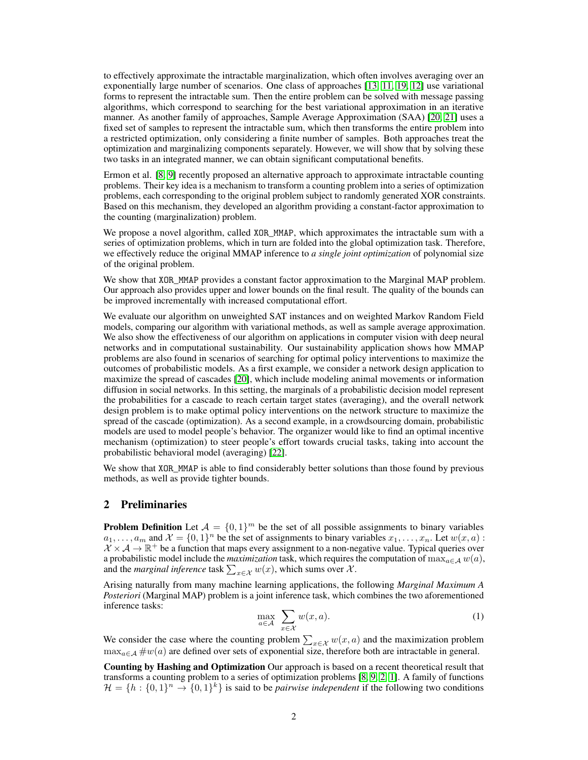to effectively approximate the intractable marginalization, which often involves averaging over an exponentially large number of scenarios. One class of approaches [13, 11, 19, 12] use variational forms to represent the intractable sum. Then the entire problem can be solved with message passing algorithms, which correspond to searching for the best variational approximation in an iterative manner. As another family of approaches, Sample Average Approximation (SAA) [20, 21] uses a fixed set of samples to represent the intractable sum, which then transforms the entire problem into a restricted optimization, only considering a finite number of samples. Both approaches treat the optimization and marginalizing components separately. However, we will show that by solving these two tasks in an integrated manner, we can obtain significant computational benefits.

Ermon et al. [8, 9] recently proposed an alternative approach to approximate intractable counting problems. Their key idea is a mechanism to transform a counting problem into a series of optimization problems, each corresponding to the original problem subject to randomly generated XOR constraints. Based on this mechanism, they developed an algorithm providing a constant-factor approximation to the counting (marginalization) problem.

We propose a novel algorithm, called `XOR_MMAP`, which approximates the intractable sum with a series of optimization problems, which in turn are folded into the global optimization task. Therefore, we effectively reduce the original MMAP inference to *a single joint optimization* of polynomial size of the original problem.

We show that `XOR_MMAP` provides a constant factor approximation to the Marginal MAP problem. Our approach also provides upper and lower bounds on the final result. The quality of the bounds can be improved incrementally with increased computational effort.

We evaluate our algorithm on unweighted SAT instances and on weighted Markov Random Field models, comparing our algorithm with variational methods, as well as sample average approximation. We also show the effectiveness of our algorithm on applications in computer vision with deep neural networks and in computational sustainability. Our sustainability application shows how MMAP problems are also found in scenarios of searching for optimal policy interventions to maximize the outcomes of probabilistic models. As a first example, we consider a network design application to maximize the spread of cascades [20], which include modeling animal movements or information diffusion in social networks. In this setting, the marginals of a probabilistic decision model represent the probabilities for a cascade to reach certain target states (averaging), and the overall network design problem is to make optimal policy interventions on the network structure to maximize the spread of the cascade (optimization). As a second example, in a crowdsourcing domain, probabilistic models are used to model people's behavior. The organizer would like to find an optimal incentive mechanism (optimization) to steer people's effort towards crucial tasks, taking into account the probabilistic behavioral model (averaging) [22].

We show that `XOR_MMAP` is able to find considerably better solutions than those found by previous methods, as well as provide tighter bounds.

## 2 Preliminaries

**Problem Definition** Let $\mathcal{A} = \{0,1\}^m$ be the set of all possible assignments to binary variables $a_1, \ldots, a_m$ and $\mathcal{X} = \{0,1\}^n$ be the set of assignments to binary variables $x_1, \ldots, x_n$. Let $w(x,a) : \mathcal{X} \times \mathcal{A} \to \mathbb{R}^+$ be a function that maps every assignment to a non-negative value. Typical queries over a probabilistic model include the *maximization* task, which requires the computation of $\max_{a \in \mathcal{A}} w(a)$, and the *marginal inference* task $\sum_{x \in \mathcal{X}} w(x)$, which sums over $\mathcal{X}$.

Arising naturally from many machine learning applications, the following *Marginal Maximum A Posteriori* (Marginal MAP) problem is a joint inference task, which combines the two aforementioned inference tasks:

$$\max_{a \in \mathcal{A}} \sum_{x \in \mathcal{X}} w(x,a). \tag{1}$$

We consider the case where the counting problem $\sum_{x \in \mathcal{X}} w(x,a)$ and the maximization problem $\max_{a \in \mathcal{A}} \#w(a)$ are defined over sets of exponential size, therefore both are intractable in general.

**Counting by Hashing and Optimization** Our approach is based on a recent theoretical result that transforms a counting problem to a series of optimization problems [8, 9, 2, 1]. A family of functions $\mathcal{H} = \{h : \{0,1\}^n \to \{0,1\}^k\}$ is said to be *pairwise independent* if the following two conditions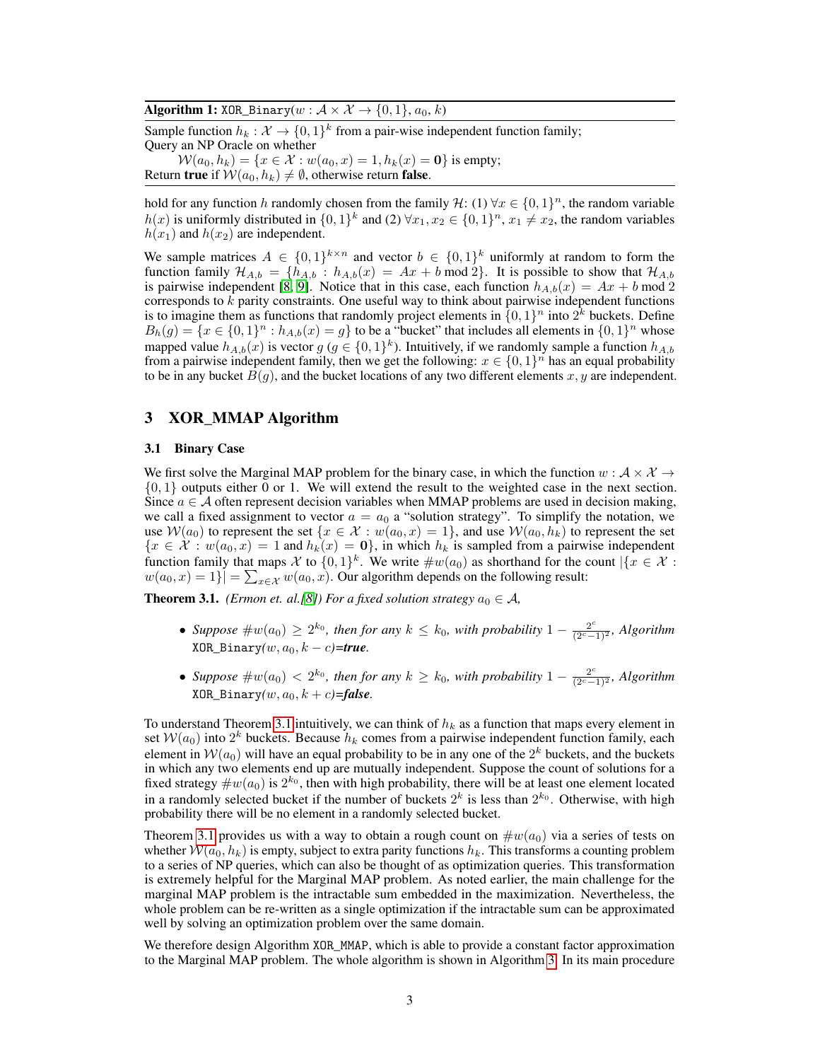**Algorithm 1:** `XOR_Binary`($w : \mathcal{A} \times \mathcal{X} \rightarrow \{0, 1\}$, $a_0$, $k$)

Sample function $h_k : \mathcal{X} \rightarrow \{0, 1\}^k$ from a pair-wise independent function family;
Query an NP Oracle on whether
$\mathcal{W}(a_0, h_k) = \{x \in \mathcal{X} : w(a_0, x) = 1, h_k(x) = \mathbf{0}\}$ is empty;
Return **true** if $\mathcal{W}(a_0, h_k) \neq \emptyset$, otherwise return **false**.

hold for any function $h$ randomly chosen from the family $\mathcal{H}$: (1) $\forall x \in \{0, 1\}^n$, the random variable $h(x)$ is uniformly distributed in $\{0, 1\}^k$ and (2) $\forall x_1, x_2 \in \{0, 1\}^n$, $x_1 \neq x_2$, the random variables $h(x_1)$ and $h(x_2)$ are independent.

We sample matrices $A \in \{0, 1\}^{k \times n}$ and vector $b \in \{0, 1\}^k$ uniformly at random to form the function family $\mathcal{H}_{A,b} = \{h_{A,b} : h_{A,b}(x) = Ax + b \bmod 2\}$. It is possible to show that $\mathcal{H}_{A,b}$ is pairwise independent [8, 9]. Notice that in this case, each function $h_{A,b}(x) = Ax + b \bmod 2$ corresponds to $k$ parity constraints. One useful way to think about pairwise independent functions is to imagine them as functions that randomly project elements in $\{0, 1\}^n$ into $2^k$ buckets. Define $B_h(g) = \{x \in \{0, 1\}^n : h_{A,b}(x) = g\}$ to be a "bucket" that includes all elements in $\{0, 1\}^n$ whose mapped value $h_{A,b}(x)$ is vector $g$ ($g \in \{0, 1\}^k$). Intuitively, if we randomly sample a function $h_{A,b}$ from a pairwise independent family, then we get the following: $x \in \{0, 1\}^n$ has an equal probability to be in any bucket $B(g)$, and the bucket locations of any two different elements $x, y$ are independent.

## 3 XOR_MMAP Algorithm

### 3.1 Binary Case

We first solve the Marginal MAP problem for the binary case, in which the function $w : \mathcal{A} \times \mathcal{X} \rightarrow \{0, 1\}$ outputs either 0 or 1. We will extend the result to the weighted case in the next section. Since $a \in \mathcal{A}$ often represent decision variables when MMAP problems are used in decision making, we call a fixed assignment to vector $a = a_0$ a "solution strategy". To simplify the notation, we use $\mathcal{W}(a_0)$ to represent the set $\{x \in \mathcal{X} : w(a_0, x) = 1\}$, and use $\mathcal{W}(a_0, h_k)$ to represent the set $\{x \in \mathcal{X} : w(a_0, x) = 1 \text{ and } h_k(x) = \mathbf{0}\}$, in which $h_k$ is sampled from a pairwise independent function family that maps $\mathcal{X}$ to $\{0, 1\}^k$. We write $\#w(a_0)$ as shorthand for the count $|\{x \in \mathcal{X} : w(a_0, x) = 1\}| = \sum_{x \in \mathcal{X}} w(a_0, x)$. Our algorithm depends on the following result:

**Theorem 3.1.** *(Ermon et. al.[8]) For a fixed solution strategy $a_0 \in \mathcal{A}$,*

- *Suppose $\#w(a_0) \geq 2^{k_0}$, then for any $k \leq k_0$, with probability $1 - \frac{2^c}{(2^c - 1)^2}$, Algorithm* `XOR_Binary`*($w, a_0, k - c$)=**true**.*
- *Suppose $\#w(a_0) < 2^{k_0}$, then for any $k \geq k_0$, with probability $1 - \frac{2^c}{(2^c - 1)^2}$, Algorithm* `XOR_Binary`*($w, a_0, k + c$)=**false**.*

To understand Theorem 3.1 intuitively, we can think of $h_k$ as a function that maps every element in set $\mathcal{W}(a_0)$ into $2^k$ buckets. Because $h_k$ comes from a pairwise independent function family, each element in $\mathcal{W}(a_0)$ will have an equal probability to be in any one of the $2^k$ buckets, and the buckets in which any two elements end up are mutually independent. Suppose the count of solutions for a fixed strategy $\#w(a_0)$ is $2^{k_0}$, then with high probability, there will be at least one element located in a randomly selected bucket if the number of buckets $2^k$ is less than $2^{k_0}$. Otherwise, with high probability there will be no element in a randomly selected bucket.

Theorem 3.1 provides us with a way to obtain a rough count on $\#w(a_0)$ via a series of tests on whether $\mathcal{W}(a_0, h_k)$ is empty, subject to extra parity functions $h_k$. This transforms a counting problem to a series of NP queries, which can also be thought of as optimization queries. This transformation is extremely helpful for the Marginal MAP problem. As noted earlier, the main challenge for the marginal MAP problem is the intractable sum embedded in the maximization. Nevertheless, the whole problem can be re-written as a single optimization if the intractable sum can be approximated well by solving an optimization problem over the same domain.

We therefore design Algorithm `XOR_MMAP`, which is able to provide a constant factor approximation to the Marginal MAP problem. The whole algorithm is shown in Algorithm 3. In its main procedure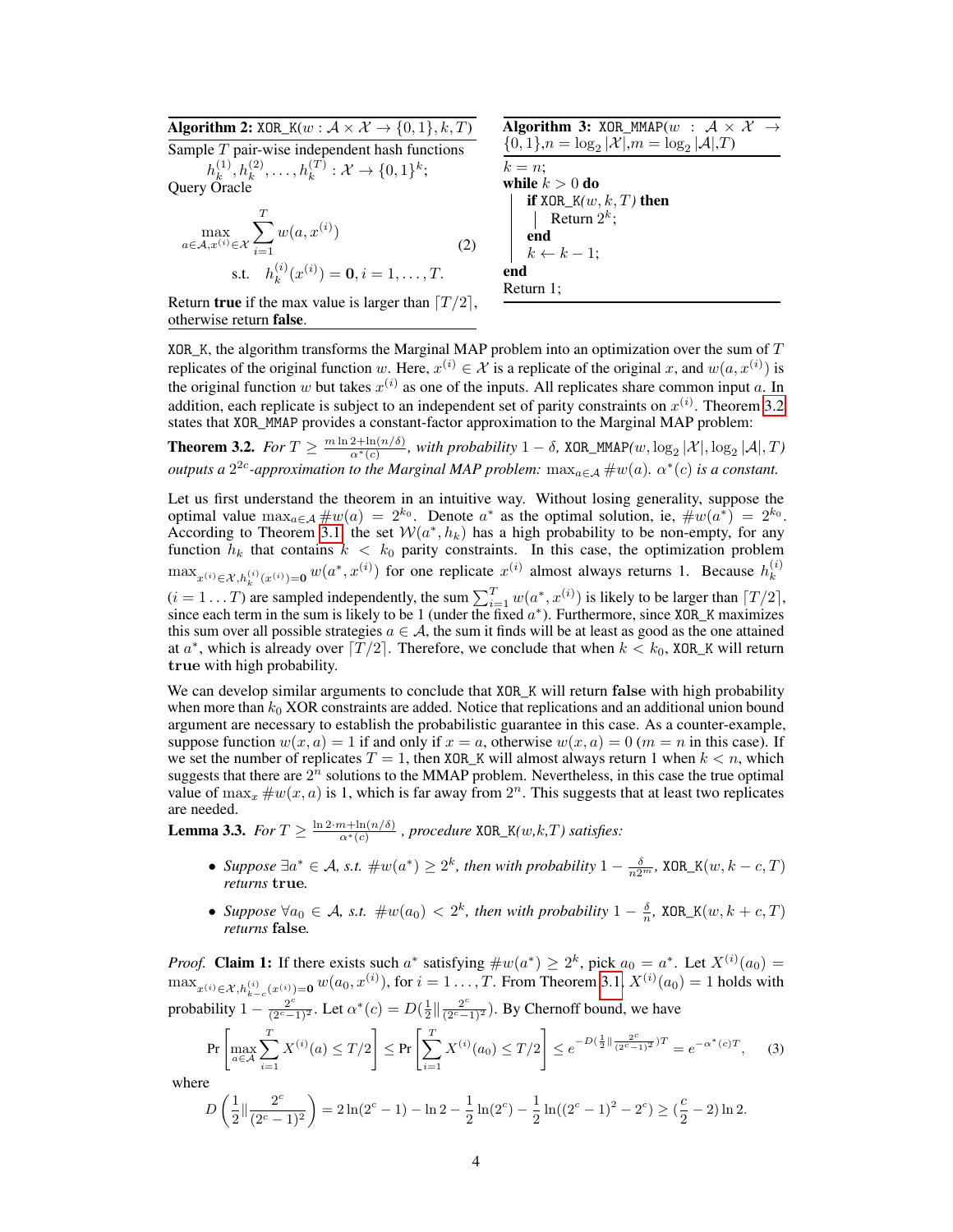**Algorithm 2:** XOR_K($w : \mathcal{A} \times \mathcal{X} \to \{0,1\}, k, T$)

Sample $T$ pair-wise independent hash functions
$h_k^{(1)}, h_k^{(2)}, \ldots, h_k^{(T)} : \mathcal{X} \to \{0,1\}^k$;
Query Oracle

$$\max_{a \in \mathcal{A}, x^{(i)} \in \mathcal{X}} \sum_{i=1}^{T} w(a, x^{(i)}) \quad \text{s.t.} \quad h_k^{(i)}(x^{(i)}) = \mathbf{0}, i = 1, \ldots, T. \tag{2}$$

Return **true** if the max value is larger than $\lceil T/2 \rceil$, otherwise return **false**.

**Algorithm 3:** XOR_MMAP($w : \mathcal{A} \times \mathcal{X} \to \{0,1\}, n = \log_2 |\mathcal{X}|, m = \log_2 |\mathcal{A}|, T$)

```
k = n;
while k > 0 do
    if XOR_K(w, k, T) then
        Return 2^k;
    end
    k ← k − 1;
end
Return 1;
```

XOR_K, the algorithm transforms the Marginal MAP problem into an optimization over the sum of $T$ replicates of the original function $w$. Here, $x^{(i)} \in \mathcal{X}$ is a replicate of the original $x$, and $w(a, x^{(i)})$ is the original function $w$ but takes $x^{(i)}$ as one of the inputs. All replicates share common input $a$. In addition, each replicate is subject to an independent set of parity constraints on $x^{(i)}$. Theorem 3.2 states that XOR_MMAP provides a constant-factor approximation to the Marginal MAP problem:

**Theorem 3.2.** *For $T \geq \frac{m \ln 2 + \ln(n/\delta)}{\alpha^*(c)}$, with probability $1 - \delta$, XOR_MMAP($w, \log_2 |\mathcal{X}|, \log_2 |\mathcal{A}|, T$) outputs a $2^{2c}$-approximation to the Marginal MAP problem: $\max_{a \in \mathcal{A}} \#w(a)$. $\alpha^*(c)$ is a constant.*

Let us first understand the theorem in an intuitive way. Without losing generality, suppose the optimal value $\max_{a \in \mathcal{A}} \#w(a) = 2^{k_0}$. Denote $a^*$ as the optimal solution, ie, $\#w(a^*) = 2^{k_0}$. According to Theorem 3.1, the set $\mathcal{W}(a^*, h_k)$ has a high probability to be non-empty, for any function $h_k$ that contains $k < k_0$ parity constraints. In this case, the optimization problem $\max_{x^{(i)} \in \mathcal{X}, h_k^{(i)}(x^{(i)}) = \mathbf{0}} w(a^*, x^{(i)})$ for one replicate $x^{(i)}$ almost always returns 1. Because $h_k^{(i)}$ $(i = 1 \ldots T)$ are sampled independently, the sum $\sum_{i=1}^{T} w(a^*, x^{(i)})$ is likely to be larger than $\lceil T/2 \rceil$, since each term in the sum is likely to be 1 (under the fixed $a^*$). Furthermore, since XOR_K maximizes this sum over all possible strategies $a \in \mathcal{A}$, the sum it finds will be at least as good as the one attained at $a^*$, which is already over $\lceil T/2 \rceil$. Therefore, we conclude that when $k < k_0$, XOR_K will return **true** with high probability.

We can develop similar arguments to conclude that XOR_K will return **false** with high probability when more than $k_0$ XOR constraints are added. Notice that replications and an additional union bound argument are necessary to establish the probabilistic guarantee in this case. As a counter-example, suppose function $w(x, a) = 1$ if and only if $x = a$, otherwise $w(x, a) = 0$ ($m = n$ in this case). If we set the number of replicates $T = 1$, then XOR_K will almost always return 1 when $k < n$, which suggests that there are $2^n$ solutions to the MMAP problem. Nevertheless, in this case the true optimal value of $\max_x \#w(x, a)$ is 1, which is far away from $2^n$. This suggests that at least two replicates are needed.

**Lemma 3.3.** *For $T \geq \frac{\ln 2 \cdot m + \ln(n/\delta)}{\alpha^*(c)}$, procedure XOR_K($w$,$k$,$T$) satisfies:*

- *Suppose $\exists a^* \in \mathcal{A}$, s.t. $\#w(a^*) \geq 2^k$, then with probability $1 - \frac{\delta}{n 2^m}$, XOR_K($w, k - c, T$) returns* **true***.*
- *Suppose $\forall a_0 \in \mathcal{A}$, s.t. $\#w(a_0) < 2^k$, then with probability $1 - \frac{\delta}{n}$, XOR_K($w, k + c, T$) returns* **false***.*

*Proof.* **Claim 1:** If there exists such $a^*$ satisfying $\#w(a^*) \geq 2^k$, pick $a_0 = a^*$. Let $X^{(i)}(a_0) = \max_{x^{(i)} \in \mathcal{X}, h_{k-c}^{(i)}(x^{(i)}) = \mathbf{0}} w(a_0, x^{(i)})$, for $i = 1 \ldots, T$. From Theorem 3.1, $X^{(i)}(a_0) = 1$ holds with probability $1 - \frac{2^c}{(2^c - 1)^2}$. Let $\alpha^*(c) = D(\frac{1}{2} \| \frac{2^c}{(2^c - 1)^2})$. By Chernoff bound, we have

$$\Pr\left[\max_{a \in \mathcal{A}} \sum_{i=1}^{T} X^{(i)}(a) \leq T/2\right] \leq \Pr\left[\sum_{i=1}^{T} X^{(i)}(a_0) \leq T/2\right] \leq e^{-D(\frac{1}{2} \| \frac{2^c}{(2^c-1)^2})T} = e^{-\alpha^*(c)T}, \tag{3}$$

where

$$D\left(\frac{1}{2} \| \frac{2^c}{(2^c - 1)^2}\right) = 2\ln(2^c - 1) - \ln 2 - \frac{1}{2}\ln(2^c) - \frac{1}{2}\ln((2^c - 1)^2 - 2^c) \geq (\frac{c}{2} - 2)\ln 2.$$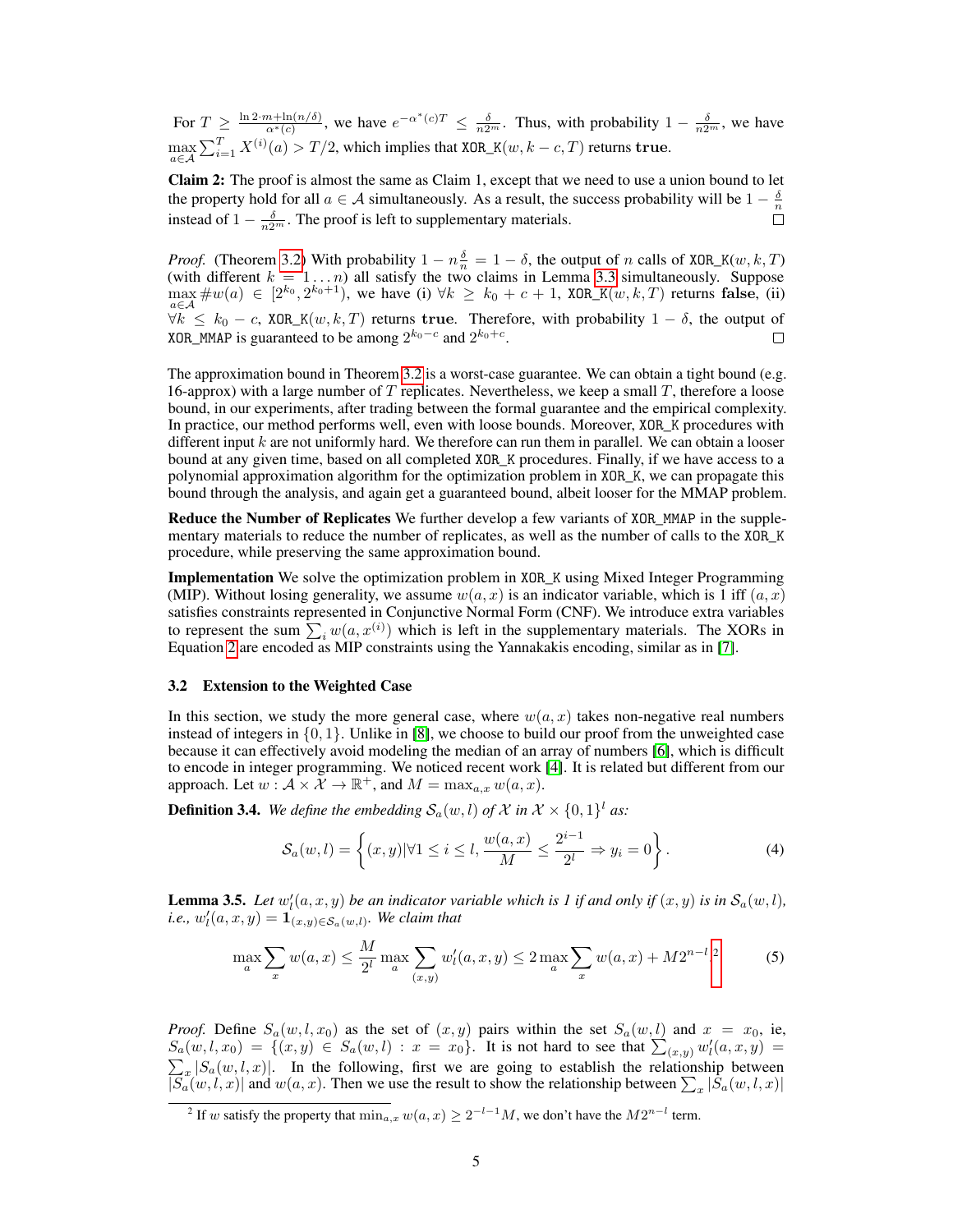For $T \geq \frac{\ln 2 \cdot m + \ln(n/\delta)}{\alpha^*(c)}$, we have $e^{-\alpha^*(c)T} \leq \frac{\delta}{n 2^m}$. Thus, with probability $1 - \frac{\delta}{n 2^m}$, we have $\max_{a \in \mathcal{A}} \sum_{i=1}^{T} X^{(i)}(a) > T/2$, which implies that `XOR_K`$(w, k-c, T)$ returns **true**.

**Claim 2:** The proof is almost the same as Claim 1, except that we need to use a union bound to let the property hold for all $a \in \mathcal{A}$ simultaneously. As a result, the success probability will be $1 - \frac{\delta}{n}$ instead of $1 - \frac{\delta}{n 2^m}$. The proof is left to supplementary materials. □

*Proof.* (Theorem 3.2) With probability $1 - n\frac{\delta}{n} = 1 - \delta$, the output of $n$ calls of `XOR_K`$(w, k, T)$ (with different $k = 1 \dots n$) all satisfy the two claims in Lemma 3.3 simultaneously. Suppose $\max_{a \in \mathcal{A}} \#w(a) \in [2^{k_0}, 2^{k_0+1})$, we have (i) $\forall k \geq k_0 + c + 1$, `XOR_K`$(w, k, T)$ returns **false**, (ii) $\forall k \leq k_0 - c$, `XOR_K`$(w, k, T)$ returns **true**. Therefore, with probability $1 - \delta$, the output of `XOR_MMAP` is guaranteed to be among $2^{k_0 - c}$ and $2^{k_0 + c}$. □

The approximation bound in Theorem 3.2 is a worst-case guarantee. We can obtain a tight bound (e.g. 16-approx) with a large number of $T$ replicates. Nevertheless, we keep a small $T$, therefore a loose bound, in our experiments, after trading between the formal guarantee and the empirical complexity. In practice, our method performs well, even with loose bounds. Moreover, `XOR_K` procedures with different input $k$ are not uniformly hard. We therefore can run them in parallel. We can obtain a looser bound at any given time, based on all completed `XOR_K` procedures. Finally, if we have access to a polynomial approximation algorithm for the optimization problem in `XOR_K`, we can propagate this bound through the analysis, and again get a guaranteed bound, albeit looser for the MMAP problem.

**Reduce the Number of Replicates** We further develop a few variants of `XOR_MMAP` in the supplementary materials to reduce the number of replicates, as well as the number of calls to the `XOR_K` procedure, while preserving the same approximation bound.

**Implementation** We solve the optimization problem in `XOR_K` using Mixed Integer Programming (MIP). Without losing generality, we assume $w(a, x)$ is an indicator variable, which is 1 iff $(a, x)$ satisfies constraints represented in Conjunctive Normal Form (CNF). We introduce extra variables to represent the sum $\sum_i w(a, x^{(i)})$ which is left in the supplementary materials. The XORs in Equation 2 are encoded as MIP constraints using the Yannakakis encoding, similar as in [7].

### 3.2 Extension to the Weighted Case

In this section, we study the more general case, where $w(a, x)$ takes non-negative real numbers instead of integers in $\{0, 1\}$. Unlike in [8], we choose to build our proof from the unweighted case because it can effectively avoid modeling the median of an array of numbers [6], which is difficult to encode in integer programming. We noticed recent work [4]. It is related but different from our approach. Let $w : \mathcal{A} \times \mathcal{X} \to \mathbb{R}^+$, and $M = \max_{a,x} w(a, x)$.

**Definition 3.4.** *We define the embedding $\mathcal{S}_a(w, l)$ of $\mathcal{X}$ in $\mathcal{X} \times \{0, 1\}^l$ as:*

$$\mathcal{S}_a(w, l) = \left\{ (x, y) | \forall 1 \leq i \leq l, \frac{w(a, x)}{M} \leq \frac{2^{i-1}}{2^l} \Rightarrow y_i = 0 \right\}. \tag{4}$$

**Lemma 3.5.** *Let $w'_l(a, x, y)$ be an indicator variable which is 1 if and only if $(x, y)$ is in $\mathcal{S}_a(w, l)$, i.e., $w'_l(a, x, y) = \mathbf{1}_{(x,y) \in \mathcal{S}_a(w,l)}$. We claim that*

$$\max_a \sum_x w(a, x) \leq \frac{M}{2^l} \max_a \sum_{(x,y)} w'_l(a, x, y) \leq 2 \max_a \sum_x w(a, x) + M 2^{n-l}. \text{[2]} \tag{5}$$

*Proof.* Define $S_a(w, l, x_0)$ as the set of $(x, y)$ pairs within the set $S_a(w, l)$ and $x = x_0$, ie, $S_a(w, l, x_0) = \{(x, y) \in S_a(w, l) : x = x_0\}$. It is not hard to see that $\sum_{(x,y)} w'_l(a, x, y) = \sum_x |S_a(w, l, x)|$. In the following, first we are going to establish the relationship between $|S_a(w, l, x)|$ and $w(a, x)$. Then we use the result to show the relationship between $\sum_x |S_a(w, l, x)|$

[2] If $w$ satisfy the property that $\min_{a,x} w(a, x) \geq 2^{-l-1} M$, we don't have the $M 2^{n-l}$ term.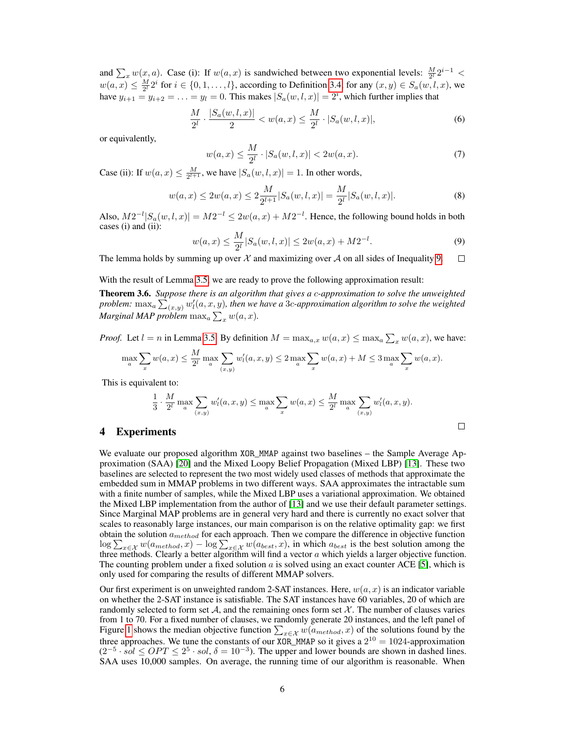and $\sum_x w(x, a)$. Case (i): If $w(a, x)$ is sandwiched between two exponential levels: $\frac{M}{2^l}2^{i-1} < w(a, x) \le \frac{M}{2^l}2^i$ for $i \in \{0, 1, \ldots, l\}$, according to Definition 3.4, for any $(x, y) \in S_a(w, l, x)$, we have $y_{i+1} = y_{i+2} = \ldots = y_l = 0$. This makes $|S_a(w, l, x)| = 2^i$, which further implies that

$$\frac{M}{2^l} \cdot \frac{|S_a(w, l, x)|}{2} < w(a, x) \le \frac{M}{2^l} \cdot |S_a(w, l, x)|, \tag{6}$$

or equivalently,

$$w(a, x) \le \frac{M}{2^l} \cdot |S_a(w, l, x)| < 2w(a, x). \tag{7}$$

Case (ii): If $w(a, x) \le \frac{M}{2^{l+1}}$, we have $|S_a(w, l, x)| = 1$. In other words,

$$w(a, x) \le 2w(a, x) \le 2\frac{M}{2^{l+1}}|S_a(w, l, x)| = \frac{M}{2^l}|S_a(w, l, x)|. \tag{8}$$

Also, $M2^{-l}|S_a(w, l, x)| = M2^{-l} \le 2w(a, x) + M2^{-l}$. Hence, the following bound holds in both cases (i) and (ii):

$$w(a, x) \le \frac{M}{2^l}|S_a(w, l, x)| \le 2w(a, x) + M2^{-l}. \tag{9}$$

The lemma holds by summing up over $\mathcal{X}$ and maximizing over $\mathcal{A}$ on all sides of Inequality 9. $\square$

With the result of Lemma 3.5, we are ready to prove the following approximation result:

**Theorem 3.6.** *Suppose there is an algorithm that gives a $c$-approximation to solve the unweighted problem: $\max_a \sum_{(x,y)} w'_l(a, x, y)$, then we have a $3c$-approximation algorithm to solve the weighted Marginal MAP problem $\max_a \sum_x w(a, x)$.*

*Proof.* Let $l = n$ in Lemma 3.5. By definition $M = \max_{a,x} w(a, x) \le \max_a \sum_x w(a, x)$, we have:

$$\max_a \sum_x w(a, x) \le \frac{M}{2^l} \max_a \sum_{(x,y)} w'_l(a, x, y) \le 2 \max_a \sum_x w(a, x) + M \le 3 \max_a \sum_x w(a, x).$$

This is equivalent to:

$$\frac{1}{3} \cdot \frac{M}{2^l} \max_a \sum_{(x,y)} w'_l(a, x, y) \le \max_a \sum_x w(a, x) \le \frac{M}{2^l} \max_a \sum_{(x,y)} w'_l(a, x, y).$$

$\square$

# 4 Experiments

We evaluate our proposed algorithm `XOR_MMAP` against two baselines – the Sample Average Approximation (SAA) [20] and the Mixed Loopy Belief Propagation (Mixed LBP) [13]. These two baselines are selected to represent the two most widely used classes of methods that approximate the embedded sum in MMAP problems in two different ways. SAA approximates the intractable sum with a finite number of samples, while the Mixed LBP uses a variational approximation. We obtained the Mixed LBP implementation from the author of [13] and we use their default parameter settings. Since Marginal MAP problems are in general very hard and there is currently no exact solver that scales to reasonably large instances, our main comparison is on the relative optimality gap: we first obtain the solution $a_{method}$ for each approach. Then we compare the difference in objective function $\log \sum_{x \in \mathcal{X}} w(a_{method}, x) - \log \sum_{x \in \mathcal{X}} w(a_{best}, x)$, in which $a_{best}$ is the best solution among the three methods. Clearly a better algorithm will find a vector $a$ which yields a larger objective function. The counting problem under a fixed solution $a$ is solved using an exact counter ACE [5], which is only used for comparing the results of different MMAP solvers.

Our first experiment is on unweighted random 2-SAT instances. Here, $w(a, x)$ is an indicator variable on whether the 2-SAT instance is satisfiable. The SAT instances have 60 variables, 20 of which are randomly selected to form set $\mathcal{A}$, and the remaining ones form set $\mathcal{X}$. The number of clauses varies from 1 to 70. For a fixed number of clauses, we randomly generate 20 instances, and the left panel of Figure 1 shows the median objective function $\sum_{x \in \mathcal{X}} w(a_{method}, x)$ of the solutions found by the three approaches. We tune the constants of our `XOR_MMAP` so it gives a $2^{10} = 1024$-approximation ($2^{-5} \cdot sol \le OPT \le 2^5 \cdot sol$, $\delta = 10^{-3}$). The upper and lower bounds are shown in dashed lines. SAA uses 10,000 samples. On average, the running time of our algorithm is reasonable. When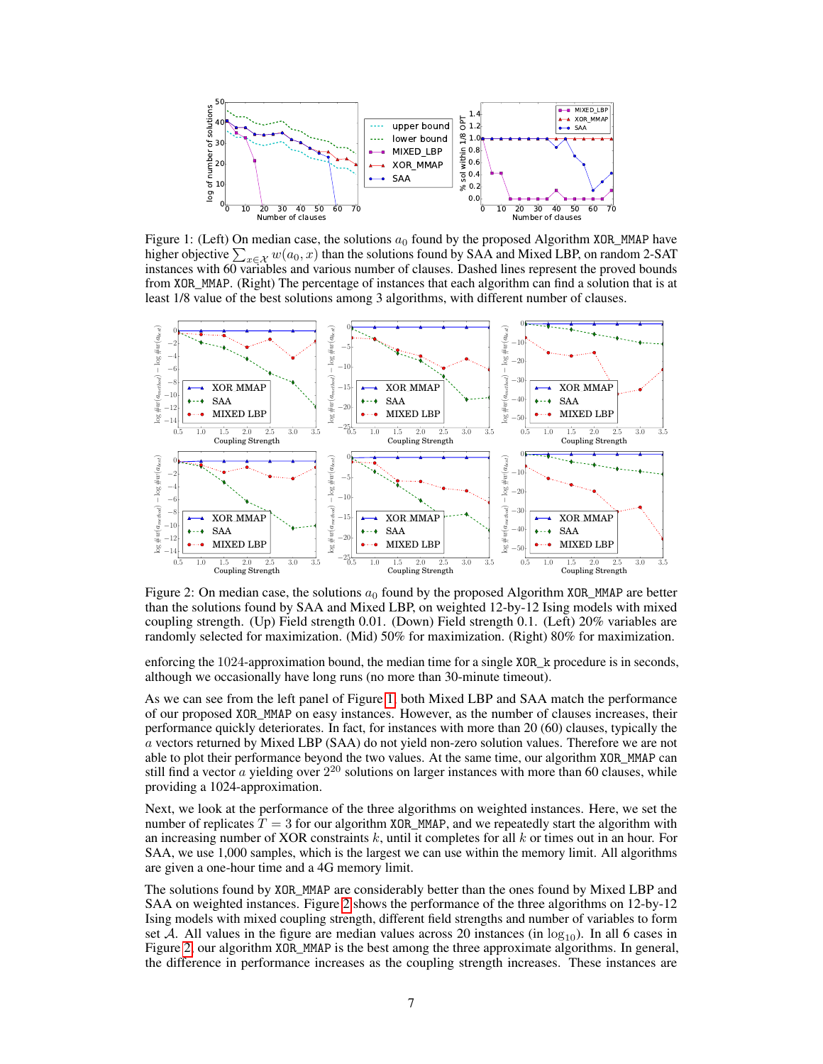Figure 1: (Left) On median case, the solutions $a_0$ found by the proposed Algorithm XOR_MMAP have higher objective $\sum_{x \in \mathcal{X}} w(a_0, x)$ than the solutions found by SAA and Mixed LBP, on random 2-SAT instances with 60 variables and various number of clauses. Dashed lines represent the proved bounds from XOR_MMAP. (Right) The percentage of instances that each algorithm can find a solution that is at least 1/8 value of the best solutions among 3 algorithms, with different number of clauses.

Figure 2: On median case, the solutions $a_0$ found by the proposed Algorithm XOR_MMAP are better than the solutions found by SAA and Mixed LBP, on weighted 12-by-12 Ising models with mixed coupling strength. (Up) Field strength 0.01. (Down) Field strength 0.1. (Left) 20% variables are randomly selected for maximization. (Mid) 50% for maximization. (Right) 80% for maximization.

enforcing the 1024-approximation bound, the median time for a single XOR_k procedure is in seconds, although we occasionally have long runs (no more than 30-minute timeout).

As we can see from the left panel of Figure 1, both Mixed LBP and SAA match the performance of our proposed XOR_MMAP on easy instances. However, as the number of clauses increases, their performance quickly deteriorates. In fact, for instances with more than 20 (60) clauses, typically the $a$ vectors returned by Mixed LBP (SAA) do not yield non-zero solution values. Therefore we are not able to plot their performance beyond the two values. At the same time, our algorithm XOR_MMAP can still find a vector $a$ yielding over $2^{20}$ solutions on larger instances with more than 60 clauses, while providing a 1024-approximation.

Next, we look at the performance of the three algorithms on weighted instances. Here, we set the number of replicates $T = 3$ for our algorithm XOR_MMAP, and we repeatedly start the algorithm with an increasing number of XOR constraints $k$, until it completes for all $k$ or times out in an hour. For SAA, we use 1,000 samples, which is the largest we can use within the memory limit. All algorithms are given a one-hour time and a 4G memory limit.

The solutions found by XOR_MMAP are considerably better than the ones found by Mixed LBP and SAA on weighted instances. Figure 2 shows the performance of the three algorithms on 12-by-12 Ising models with mixed coupling strength, different field strengths and number of variables to form set $\mathcal{A}$. All values in the figure are median values across 20 instances (in $\log_{10}$). In all 6 cases in Figure 2, our algorithm XOR_MMAP is the best among the three approximate algorithms. In general, the difference in performance increases as the coupling strength increases. These instances are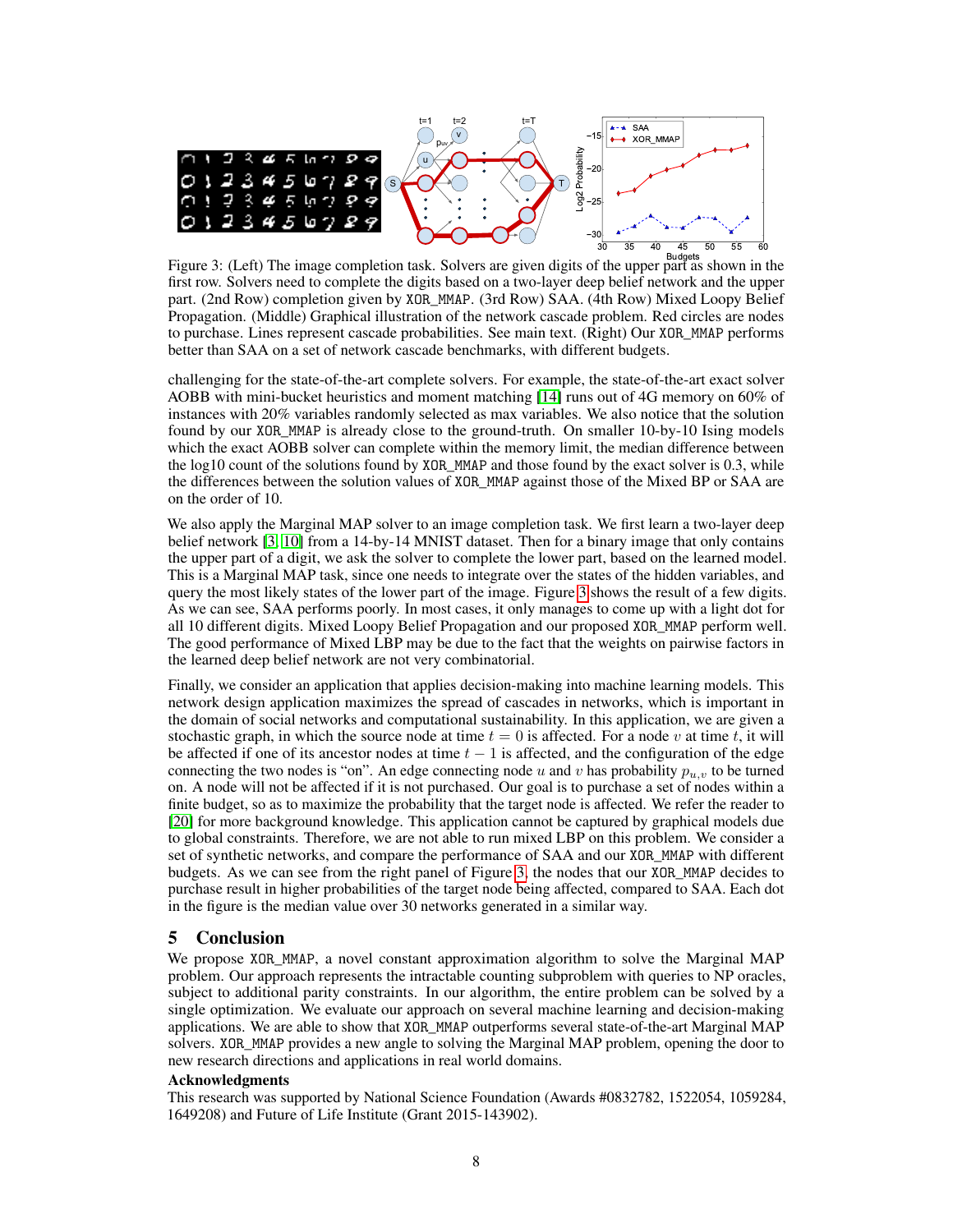Figure 3: (Left) The image completion task. Solvers are given digits of the upper part as shown in the first row. Solvers need to complete the digits based on a two-layer deep belief network and the upper part. (2nd Row) completion given by XOR_MMAP. (3rd Row) SAA. (4th Row) Mixed Loopy Belief Propagation. (Middle) Graphical illustration of the network cascade problem. Red circles are nodes to purchase. Lines represent cascade probabilities. See main text. (Right) Our XOR_MMAP performs better than SAA on a set of network cascade benchmarks, with different budgets.

challenging for the state-of-the-art complete solvers. For example, the state-of-the-art exact solver AOBB with mini-bucket heuristics and moment matching [14] runs out of 4G memory on 60% of instances with 20% variables randomly selected as max variables. We also notice that the solution found by our XOR_MMAP is already close to the ground-truth. On smaller 10-by-10 Ising models which the exact AOBB solver can complete within the memory limit, the median difference between the log10 count of the solutions found by XOR_MMAP and those found by the exact solver is 0.3, while the differences between the solution values of XOR_MMAP against those of the Mixed BP or SAA are on the order of 10.

We also apply the Marginal MAP solver to an image completion task. We first learn a two-layer deep belief network [3, 10] from a 14-by-14 MNIST dataset. Then for a binary image that only contains the upper part of a digit, we ask the solver to complete the lower part, based on the learned model. This is a Marginal MAP task, since one needs to integrate over the states of the hidden variables, and query the most likely states of the lower part of the image. Figure 3 shows the result of a few digits. As we can see, SAA performs poorly. In most cases, it only manages to come up with a light dot for all 10 different digits. Mixed Loopy Belief Propagation and our proposed XOR_MMAP perform well. The good performance of Mixed LBP may be due to the fact that the weights on pairwise factors in the learned deep belief network are not very combinatorial.

Finally, we consider an application that applies decision-making into machine learning models. This network design application maximizes the spread of cascades in networks, which is important in the domain of social networks and computational sustainability. In this application, we are given a stochastic graph, in which the source node at time $t = 0$ is affected. For a node $v$ at time $t$, it will be affected if one of its ancestor nodes at time $t - 1$ is affected, and the configuration of the edge connecting the two nodes is "on". An edge connecting node $u$ and $v$ has probability $p_{u,v}$ to be turned on. A node will not be affected if it is not purchased. Our goal is to purchase a set of nodes within a finite budget, so as to maximize the probability that the target node is affected. We refer the reader to [20] for more background knowledge. This application cannot be captured by graphical models due to global constraints. Therefore, we are not able to run mixed LBP on this problem. We consider a set of synthetic networks, and compare the performance of SAA and our XOR_MMAP with different budgets. As we can see from the right panel of Figure 3, the nodes that our XOR_MMAP decides to purchase result in higher probabilities of the target node being affected, compared to SAA. Each dot in the figure is the median value over 30 networks generated in a similar way.

## 5 Conclusion

We propose XOR_MMAP, a novel constant approximation algorithm to solve the Marginal MAP problem. Our approach represents the intractable counting subproblem with queries to NP oracles, subject to additional parity constraints. In our algorithm, the entire problem can be solved by a single optimization. We evaluate our approach on several machine learning and decision-making applications. We are able to show that XOR_MMAP outperforms several state-of-the-art Marginal MAP solvers. XOR_MMAP provides a new angle to solving the Marginal MAP problem, opening the door to new research directions and applications in real world domains.

**Acknowledgments**

This research was supported by National Science Foundation (Awards #0832782, 1522054, 1059284, 1649208) and Future of Life Institute (Grant 2015-143902).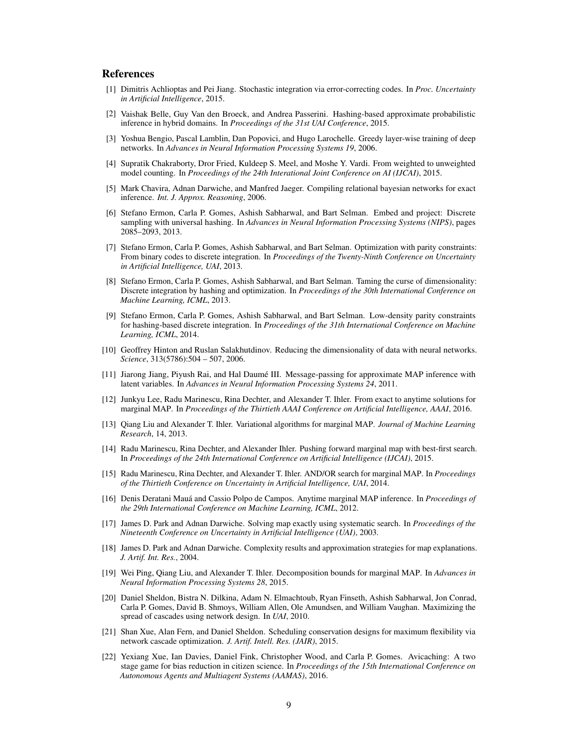## References

[1] Dimitris Achlioptas and Pei Jiang. Stochastic integration via error-correcting codes. In *Proc. Uncertainty in Artificial Intelligence*, 2015.

[2] Vaishak Belle, Guy Van den Broeck, and Andrea Passerini. Hashing-based approximate probabilistic inference in hybrid domains. In *Proceedings of the 31st UAI Conference*, 2015.

[3] Yoshua Bengio, Pascal Lamblin, Dan Popovici, and Hugo Larochelle. Greedy layer-wise training of deep networks. In *Advances in Neural Information Processing Systems 19*, 2006.

[4] Supratik Chakraborty, Dror Fried, Kuldeep S. Meel, and Moshe Y. Vardi. From weighted to unweighted model counting. In *Proceedings of the 24th Interational Joint Conference on AI (IJCAI)*, 2015.

[5] Mark Chavira, Adnan Darwiche, and Manfred Jaeger. Compiling relational bayesian networks for exact inference. *Int. J. Approx. Reasoning*, 2006.

[6] Stefano Ermon, Carla P. Gomes, Ashish Sabharwal, and Bart Selman. Embed and project: Discrete sampling with universal hashing. In *Advances in Neural Information Processing Systems (NIPS)*, pages 2085–2093, 2013.

[7] Stefano Ermon, Carla P. Gomes, Ashish Sabharwal, and Bart Selman. Optimization with parity constraints: From binary codes to discrete integration. In *Proceedings of the Twenty-Ninth Conference on Uncertainty in Artificial Intelligence, UAI*, 2013.

[8] Stefano Ermon, Carla P. Gomes, Ashish Sabharwal, and Bart Selman. Taming the curse of dimensionality: Discrete integration by hashing and optimization. In *Proceedings of the 30th International Conference on Machine Learning, ICML*, 2013.

[9] Stefano Ermon, Carla P. Gomes, Ashish Sabharwal, and Bart Selman. Low-density parity constraints for hashing-based discrete integration. In *Proceedings of the 31th International Conference on Machine Learning, ICML*, 2014.

[10] Geoffrey Hinton and Ruslan Salakhutdinov. Reducing the dimensionality of data with neural networks. *Science*, 313(5786):504 – 507, 2006.

[11] Jiarong Jiang, Piyush Rai, and Hal Daumé III. Message-passing for approximate MAP inference with latent variables. In *Advances in Neural Information Processing Systems 24*, 2011.

[12] Junkyu Lee, Radu Marinescu, Rina Dechter, and Alexander T. Ihler. From exact to anytime solutions for marginal MAP. In *Proceedings of the Thirtieth AAAI Conference on Artificial Intelligence, AAAI*, 2016.

[13] Qiang Liu and Alexander T. Ihler. Variational algorithms for marginal MAP. *Journal of Machine Learning Research*, 14, 2013.

[14] Radu Marinescu, Rina Dechter, and Alexander Ihler. Pushing forward marginal map with best-first search. In *Proceedings of the 24th International Conference on Artificial Intelligence (IJCAI)*, 2015.

[15] Radu Marinescu, Rina Dechter, and Alexander T. Ihler. AND/OR search for marginal MAP. In *Proceedings of the Thirtieth Conference on Uncertainty in Artificial Intelligence, UAI*, 2014.

[16] Denis Deratani Mauá and Cassio Polpo de Campos. Anytime marginal MAP inference. In *Proceedings of the 29th International Conference on Machine Learning, ICML*, 2012.

[17] James D. Park and Adnan Darwiche. Solving map exactly using systematic search. In *Proceedings of the Nineteenth Conference on Uncertainty in Artificial Intelligence (UAI)*, 2003.

[18] James D. Park and Adnan Darwiche. Complexity results and approximation strategies for map explanations. *J. Artif. Int. Res.*, 2004.

[19] Wei Ping, Qiang Liu, and Alexander T. Ihler. Decomposition bounds for marginal MAP. In *Advances in Neural Information Processing Systems 28*, 2015.

[20] Daniel Sheldon, Bistra N. Dilkina, Adam N. Elmachtoub, Ryan Finseth, Ashish Sabharwal, Jon Conrad, Carla P. Gomes, David B. Shmoys, William Allen, Ole Amundsen, and William Vaughan. Maximizing the spread of cascades using network design. In *UAI*, 2010.

[21] Shan Xue, Alan Fern, and Daniel Sheldon. Scheduling conservation designs for maximum flexibility via network cascade optimization. *J. Artif. Intell. Res. (JAIR)*, 2015.

[22] Yexiang Xue, Ian Davies, Daniel Fink, Christopher Wood, and Carla P. Gomes. Avicaching: A two stage game for bias reduction in citizen science. In *Proceedings of the 15th International Conference on Autonomous Agents and Multiagent Systems (AAMAS)*, 2016.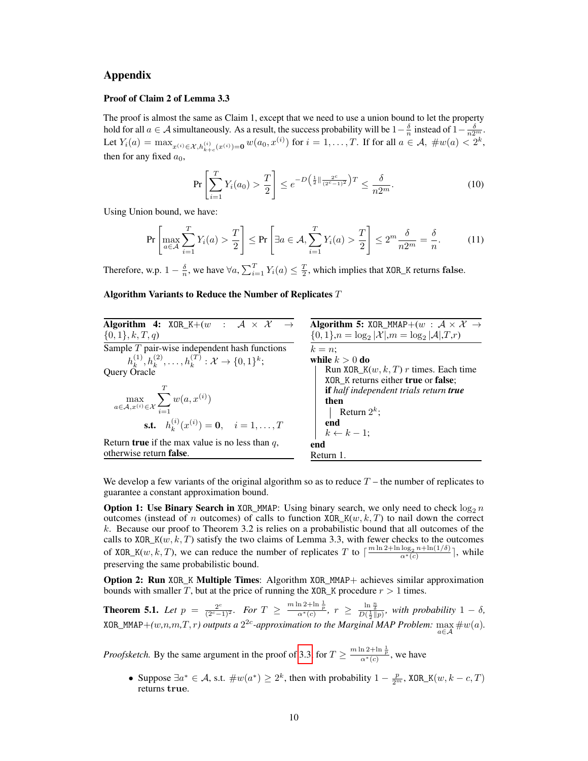# Appendix

### Proof of Claim 2 of Lemma 3.3

The proof is almost the same as Claim 1, except that we need to use a union bound to let the property hold for all $a \in \mathcal{A}$ simultaneously. As a result, the success probability will be $1-\frac{\delta}{n}$ instead of $1-\frac{\delta}{n2^m}$. Let $Y_i(a) = \max_{x^{(i)}\in\mathcal{X}, h^{(i)}_{k+c}(x^{(i)})=\mathbf{0}} w(a_0, x^{(i)})$ for $i = 1, \ldots, T$. If for all $a \in \mathcal{A}$, $\#w(a) < 2^k$, then for any fixed $a_0$,

$$\Pr\left[\sum_{i=1}^{T} Y_i(a_0) > \frac{T}{2}\right] \le e^{-D\left(\frac{1}{2}\|\frac{2^c}{(2^c-1)^2}\right)T} \le \frac{\delta}{n2^m}. \tag{10}$$

Using Union bound, we have:

$$\Pr\left[\max_{a\in\mathcal{A}}\sum_{i=1}^{T} Y_i(a) > \frac{T}{2}\right] \le \Pr\left[\exists a \in \mathcal{A}, \sum_{i=1}^{T} Y_i(a) > \frac{T}{2}\right] \le 2^m \frac{\delta}{n2^m} = \frac{\delta}{n}. \tag{11}$$

Therefore, w.p. $1-\frac{\delta}{n}$, we have $\forall a, \sum_{i=1}^{T} Y_i(a) \le \frac{T}{2}$, which implies that `XOR_K` returns **false**.

### Algorithm Variants to Reduce the Number of Replicates $T$

**Algorithm 4:** `XOR_K+`$(w : \mathcal{A}\times\mathcal{X} \to \{0,1\}, k, T, q)$

Sample $T$ pair-wise independent hash functions

$h_k^{(1)}, h_k^{(2)}, \ldots, h_k^{(T)} : \mathcal{X} \to \{0,1\}^k$;

Query Oracle

$$\max_{a\in\mathcal{A}, x^{(i)}\in\mathcal{X}} \sum_{i=1}^{T} w(a, x^{(i)})$$

$$\textbf{s.t.} \quad h_k^{(i)}(x^{(i)}) = \mathbf{0}, \quad i = 1, \ldots, T$$

Return **true** if the max value is no less than $q$, otherwise return **false**.

**Algorithm 5:** `XOR_MMAP+`$(w : \mathcal{A}\times\mathcal{X} \to \{0,1\}, n = \log_2|\mathcal{X}|, m = \log_2|\mathcal{A}|, T, r)$

```
k = n;
while k > 0 do
    Run XOR_K(w, k, T) r times. Each time
    XOR_K returns either true or false;
    if half independent trials return true then
        Return 2^k;
    end
    k ← k − 1;
end
Return 1.
```

We develop a few variants of the original algorithm so as to reduce $T$ – the number of replicates to guarantee a constant approximation bound.

**Option 1: Use Binary Search in `XOR_MMAP`**: Using binary search, we only need to check $\log_2 n$ outcomes (instead of $n$ outcomes) of calls to function `XOR_K`$(w, k, T)$ to nail down the correct $k$. Because our proof to Theorem 3.2 is relies on a probabilistic bound that all outcomes of the calls to `XOR_K`$(w, k, T)$ satisfy the two claims of Lemma 3.3, with fewer checks to the outcomes of `XOR_K`$(w, k, T)$, we can reduce the number of replicates $T$ to $\lceil\frac{m\ln 2+\ln\log_2 n+\ln(1/\delta)}{\alpha^*(c)}\rceil$, while preserving the same probabilistic bound.

**Option 2: Run `XOR_K` Multiple Times**: Algorithm `XOR_MMAP+` achieves similar approximation bounds with smaller $T$, but at the price of running the `XOR_K` procedure $r > 1$ times.

**Theorem 5.1.** *Let $p = \frac{2^c}{(2^c-1)^2}$. For $T \ge \frac{m\ln 2+\ln\frac{1}{p}}{\alpha^*(c)}$, $r \ge \frac{\ln\frac{n}{\delta}}{D(\frac{1}{2}\|p)}$, with probability $1-\delta$, `XOR_MMAP+`$(w,n,m,T,r)$ outputs a $2^{2c}$-approximation to the Marginal MAP Problem: $\max_{a\in\mathcal{A}} \#w(a)$.*

*Proofsketch.* By the same argument in the proof of 3.3, for $T \ge \frac{m\ln 2+\ln\frac{1}{p}}{\alpha^*(c)}$, we have

- Suppose $\exists a^* \in \mathcal{A}$, s.t. $\#w(a^*) \ge 2^k$, then with probability $1-\frac{p}{2^m}$, `XOR_K`$(w, k-c, T)$ returns **true**.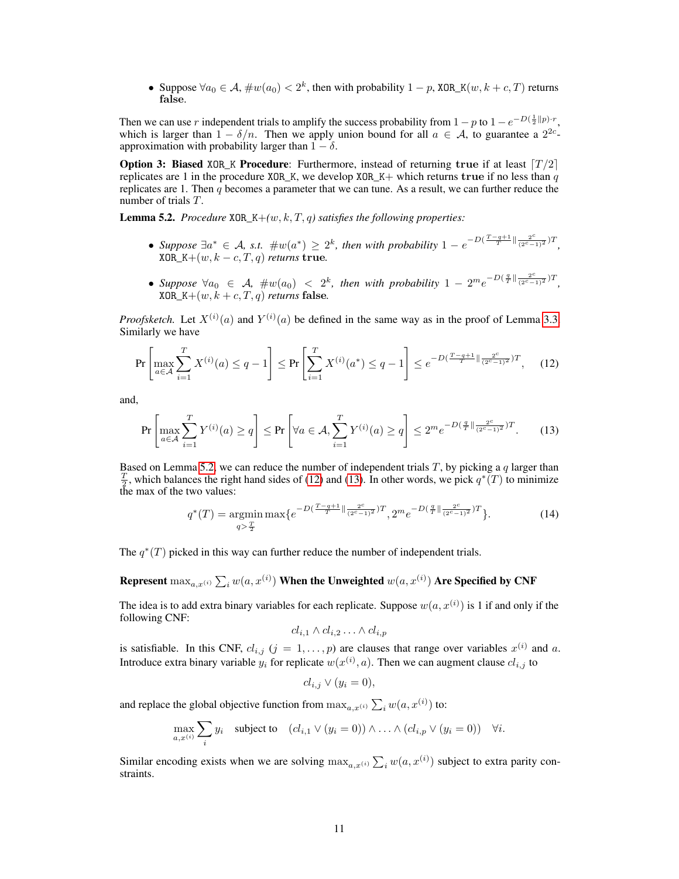- Suppose $\forall a_0 \in \mathcal{A}$, $\#w(a_0) < 2^k$, then with probability $1-p$, XOR_K$(w, k+c, T)$ returns **false**.

Then we can use $r$ independent trials to amplify the success probability from $1-p$ to $1-e^{-D(\frac{1}{2}\|p)\cdot r}$, which is larger than $1-\delta/n$. Then we apply union bound for all $a \in \mathcal{A}$, to guarantee a $2^{2c}$-approximation with probability larger than $1-\delta$.

**Option 3: Biased XOR_K Procedure**: Furthermore, instead of returning **true** if at least $\lceil T/2 \rceil$ replicates are 1 in the procedure XOR_K, we develop XOR_K+ which returns **true** if no less than $q$ replicates are 1. Then $q$ becomes a parameter that we can tune. As a result, we can further reduce the number of trials $T$.

**Lemma 5.2.** *Procedure XOR_K+$(w, k, T, q)$ satisfies the following properties:*

- *Suppose $\exists a^* \in \mathcal{A}$, s.t. $\#w(a^*) \geq 2^k$, then with probability $1 - e^{-D(\frac{T-q+1}{T} \| \frac{2^c}{(2^c-1)^2})T}$, XOR_K+$(w, k-c, T, q)$ returns* **true**.
- *Suppose $\forall a_0 \in \mathcal{A}$, $\#w(a_0) < 2^k$, then with probability $1 - 2^m e^{-D(\frac{q}{T} \| \frac{2^c}{(2^c-1)^2})T}$, XOR_K+$(w, k+c, T, q)$ returns* **false**.

*Proofsketch.* Let $X^{(i)}(a)$ and $Y^{(i)}(a)$ be defined in the same way as in the proof of Lemma 3.3. Similarly we have

$$\Pr\left[\max_{a \in \mathcal{A}} \sum_{i=1}^{T} X^{(i)}(a) \leq q-1\right] \leq \Pr\left[\sum_{i=1}^{T} X^{(i)}(a^*) \leq q-1\right] \leq e^{-D(\frac{T-q+1}{T} \| \frac{2^c}{(2^c-1)^2})T}, \quad (12)$$

and,

$$\Pr\left[\max_{a \in \mathcal{A}} \sum_{i=1}^{T} Y^{(i)}(a) \geq q\right] \leq \Pr\left[\forall a \in \mathcal{A}, \sum_{i=1}^{T} Y^{(i)}(a) \geq q\right] \leq 2^m e^{-D(\frac{q}{T} \| \frac{2^c}{(2^c-1)^2})T}. \quad (13)$$

Based on Lemma 5.2, we can reduce the number of independent trials $T$, by picking a $q$ larger than $\frac{T}{2}$, which balances the right hand sides of (12) and (13). In other words, we pick $q^*(T)$ to minimize the max of the two values:

$$q^*(T) = \operatorname*{argmin}_{q > \frac{T}{2}} \max\{e^{-D(\frac{T-q+1}{T} \| \frac{2^c}{(2^c-1)^2})T}, 2^m e^{-D(\frac{q}{T} \| \frac{2^c}{(2^c-1)^2})T}\}. \quad (14)$$

The $q^*(T)$ picked in this way can further reduce the number of independent trials.

### Represent $\max_{a, x^{(i)}} \sum_i w(a, x^{(i)})$ When the Unweighted $w(a, x^{(i)})$ Are Specified by CNF

The idea is to add extra binary variables for each replicate. Suppose $w(a, x^{(i)})$ is 1 if and only if the following CNF:

$$cl_{i,1} \wedge cl_{i,2} \ldots \wedge cl_{i,p}$$

is satisfiable. In this CNF, $cl_{i,j}$ ($j = 1, \ldots, p$) are clauses that range over variables $x^{(i)}$ and $a$. Introduce extra binary variable $y_i$ for replicate $w(x^{(i)}, a)$. Then we can augment clause $cl_{i,j}$ to

$$cl_{i,j} \vee (y_i = 0),$$

and replace the global objective function from $\max_{a, x^{(i)}} \sum_i w(a, x^{(i)})$ to:

$$\max_{a, x^{(i)}} \sum_i y_i \quad \text{subject to} \quad (cl_{i,1} \vee (y_i = 0)) \wedge \ldots \wedge (cl_{i,p} \vee (y_i = 0)) \quad \forall i.$$

Similar encoding exists when we are solving $\max_{a, x^{(i)}} \sum_i w(a, x^{(i)})$ subject to extra parity constraints.